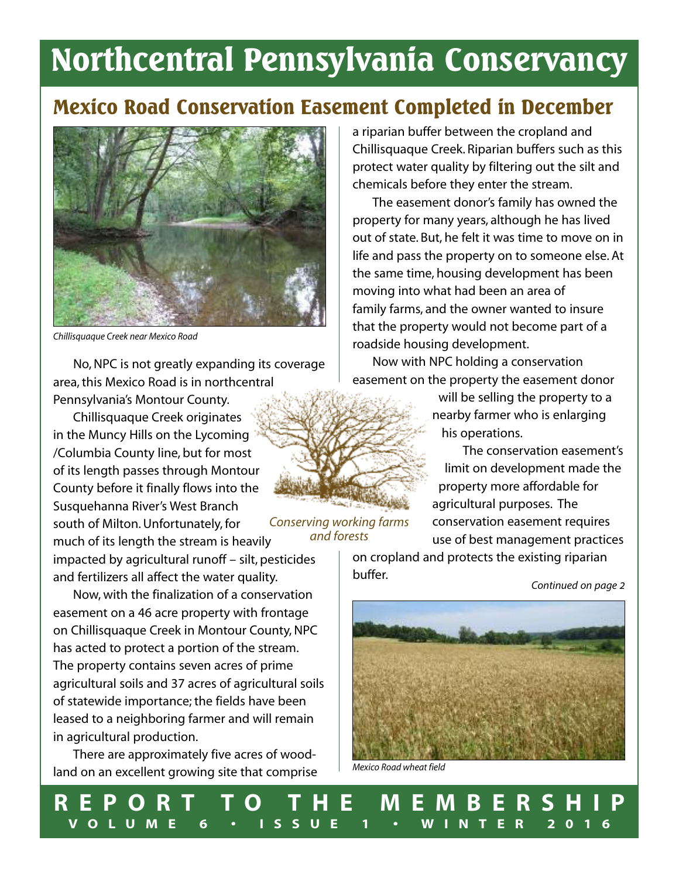# Northcentral Pennsylvania Conservancy

## Mexico Road Conservation Easement Completed in December

*Chillisquaque Creek near Mexico Road*

No, NPC is not greatly expanding its coverage area, this Mexico Road is in northcentral Pennsylvania's Montour County.

Chillisquaque Creek originates in the Muncy Hills on the Lycoming /Columbia County line, but for most of its length passes through Montour County before it finally flows into the Susquehanna River's West Branch south of Milton. Unfortunately, for much of its length the stream is heavily impacted by agricultural runoff – silt, pesticides and fertilizers all affect the water quality.

Now, with the finalization of a conservation easement on a 46 acre property with frontage on Chillisquaque Creek in Montour County, NPC has acted to protect a portion of the stream. The property contains seven acres of prime agricultural soils and 37 acres of agricultural soils of statewide importance; the fields have been leased to a neighboring farmer and will remain in agricultural production.

There are approximately five acres of wood-land on an excellent growing site that comprise a riparian buffer between the cropland and Chillisquaque Creek. Riparian buffers such as this protect water quality by filtering out the silt and chemicals before they enter the stream.

The easement donor's family has owned the property for many years, although he has lived out of state. But, he felt it was time to move on in life and pass the property on to someone else. At the same time, housing development has been moving into what had been an area of family farms, and the owner wanted to insure that the property would not become part of a roadside housing development.

Now with NPC holding a conservation easement on the property the easement donor will be selling the property to a nearby farmer who is enlarging his operations.

*Conserving working farms and forests*

The conservation easement's limit on development made the property more affordable for agricultural purposes. The conservation easement requires use of best management practices on cropland and protects the existing riparian buffer.

*Continued on page 2*

*Mexico Road wheat field*

**REPORT TO THE MEMBERSHIP**
**VOLUME 6 • ISSUE 1 • WINTER 2016**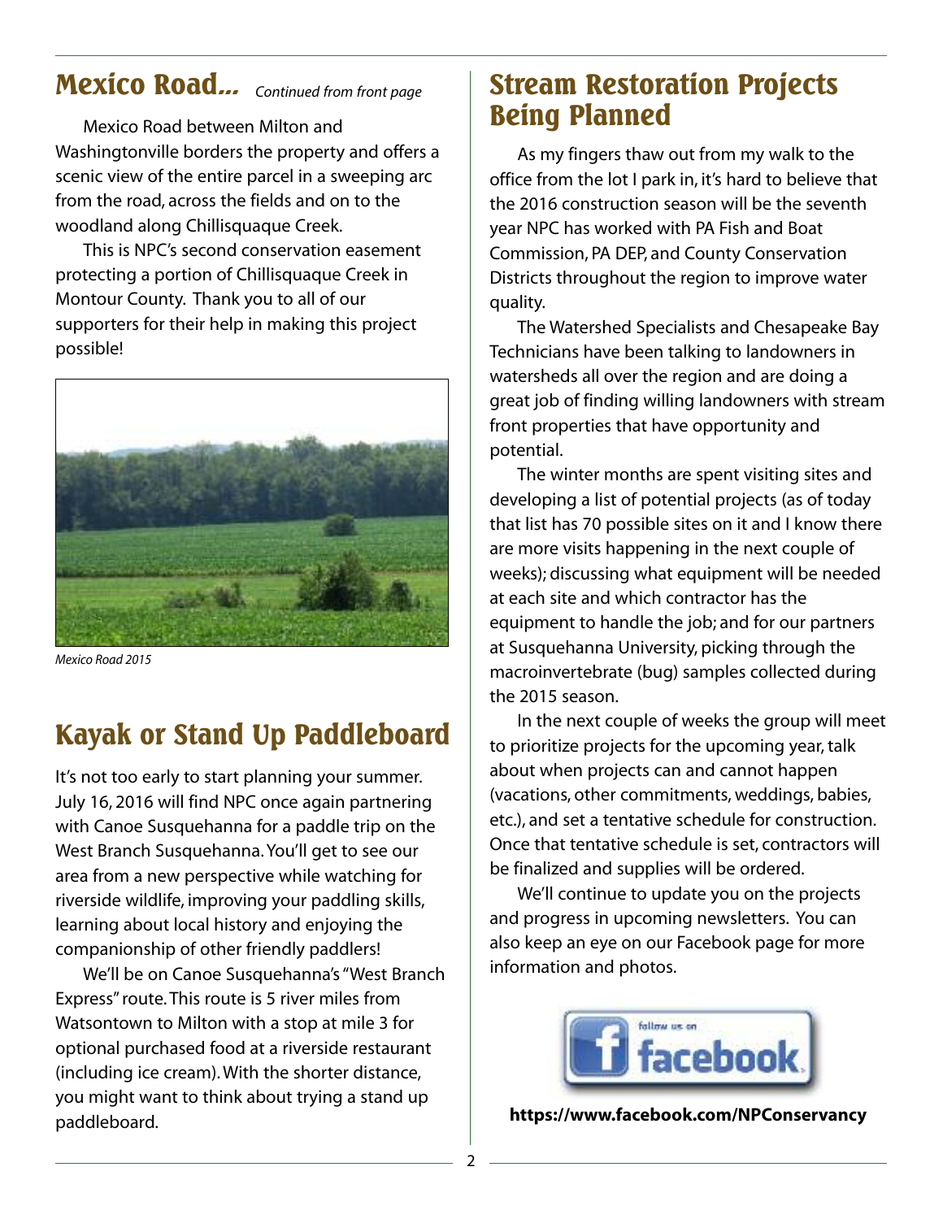## Mexico Road... *Continued from front page*

Mexico Road between Milton and Washingtonville borders the property and offers a scenic view of the entire parcel in a sweeping arc from the road, across the fields and on to the woodland along Chillisquaque Creek.

This is NPC's second conservation easement protecting a portion of Chillisquaque Creek in Montour County. Thank you to all of our supporters for their help in making this project possible!

*Mexico Road 2015*

## Kayak or Stand Up Paddleboard

It's not too early to start planning your summer. July 16, 2016 will find NPC once again partnering with Canoe Susquehanna for a paddle trip on the West Branch Susquehanna. You'll get to see our area from a new perspective while watching for riverside wildlife, improving your paddling skills, learning about local history and enjoying the companionship of other friendly paddlers!

We'll be on Canoe Susquehanna's "West Branch Express" route. This route is 5 river miles from Watsontown to Milton with a stop at mile 3 for optional purchased food at a riverside restaurant (including ice cream). With the shorter distance, you might want to think about trying a stand up paddleboard.

## Stream Restoration Projects Being Planned

As my fingers thaw out from my walk to the office from the lot I park in, it's hard to believe that the 2016 construction season will be the seventh year NPC has worked with PA Fish and Boat Commission, PA DEP, and County Conservation Districts throughout the region to improve water quality.

The Watershed Specialists and Chesapeake Bay Technicians have been talking to landowners in watersheds all over the region and are doing a great job of finding willing landowners with stream front properties that have opportunity and potential.

The winter months are spent visiting sites and developing a list of potential projects (as of today that list has 70 possible sites on it and I know there are more visits happening in the next couple of weeks); discussing what equipment will be needed at each site and which contractor has the equipment to handle the job; and for our partners at Susquehanna University, picking through the macroinvertebrate (bug) samples collected during the 2015 season.

In the next couple of weeks the group will meet to prioritize projects for the upcoming year, talk about when projects can and cannot happen (vacations, other commitments, weddings, babies, etc.), and set a tentative schedule for construction. Once that tentative schedule is set, contractors will be finalized and supplies will be ordered.

We'll continue to update you on the projects and progress in upcoming newsletters. You can also keep an eye on our Facebook page for more information and photos.

follow us on facebook

**https://www.facebook.com/NPConservancy**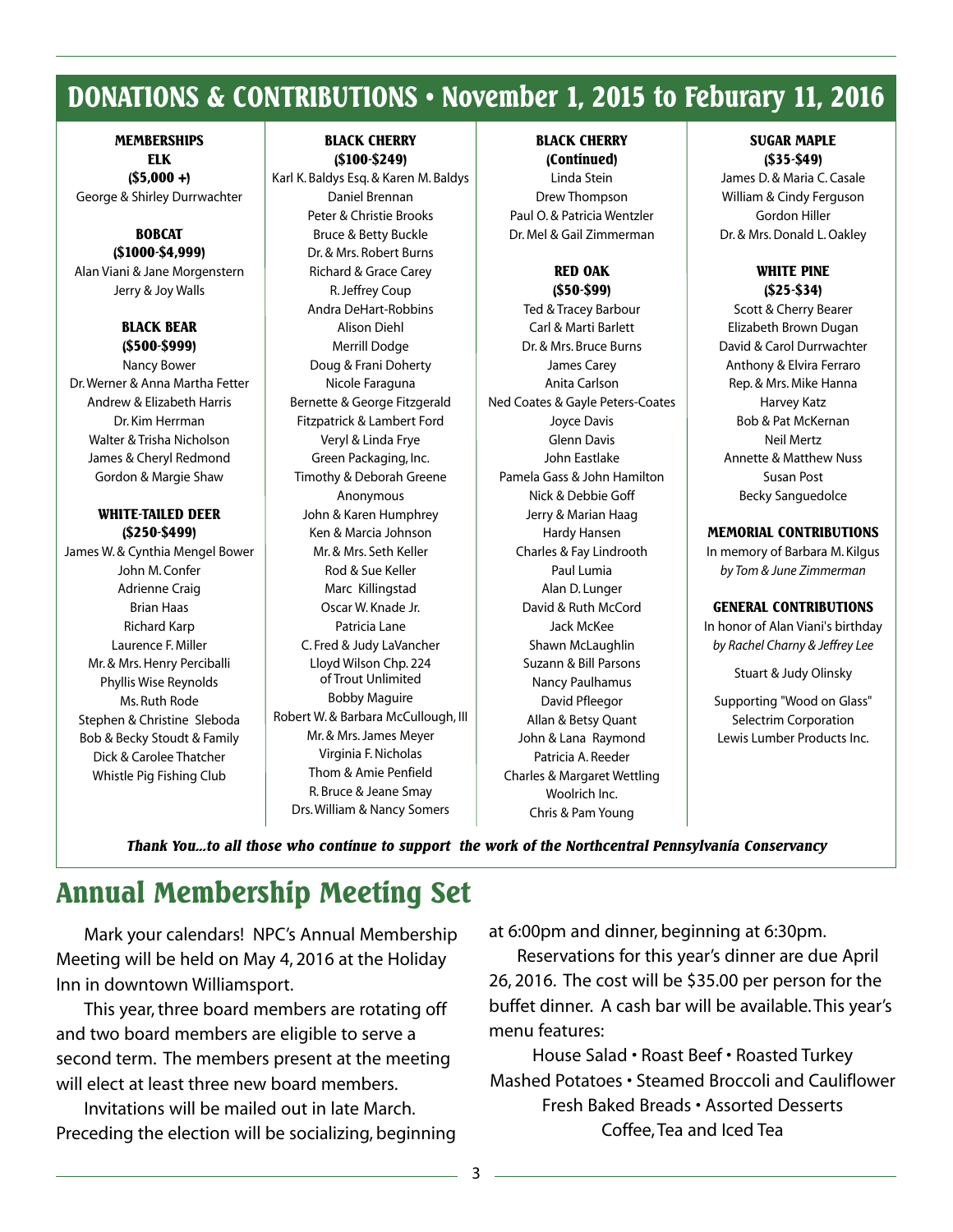# DONATIONS & CONTRIBUTIONS • November 1, 2015 to Feburary 11, 2016

### MEMBERSHIPS

**ELK**
**($5,000 +)**

George & Shirley Durrwachter

**BOBCAT**
**($1000-$4,999)**

Alan Viani & Jane Morgenstern
Jerry & Joy Walls

**BLACK BEAR**
**($500-$999)**

Nancy Bower
Dr. Werner & Anna Martha Fetter
Andrew & Elizabeth Harris
Dr. Kim Herrman
Walter & Trisha Nicholson
James & Cheryl Redmond
Gordon & Margie Shaw

**WHITE-TAILED DEER**
**($250-$499)**

James W. & Cynthia Mengel Bower
John M. Confer
Adrienne Craig
Brian Haas
Richard Karp
Laurence F. Miller
Mr. & Mrs. Henry Perciballi
Phyllis Wise Reynolds
Ms. Ruth Rode
Stephen & Christine Sleboda
Bob & Becky Stoudt & Family
Dick & Carolee Thatcher
Whistle Pig Fishing Club

**BLACK CHERRY**
**($100-$249)**

Karl K. Baldys Esq. & Karen M. Baldys
Daniel Brennan
Peter & Christie Brooks
Bruce & Betty Buckle
Dr. & Mrs. Robert Burns
Richard & Grace Carey
R. Jeffrey Coup
Andra DeHart-Robbins
Alison Diehl
Merrill Dodge
Doug & Frani Doherty
Nicole Faraguna
Bernette & George Fitzgerald
Fitzpatrick & Lambert Ford
Veryl & Linda Frye
Green Packaging, Inc.
Timothy & Deborah Greene
Anonymous
John & Karen Humphrey
Ken & Marcia Johnson
Mr. & Mrs. Seth Keller
Rod & Sue Keller
Marc Killingstad
Oscar W. Knade Jr.
Patricia Lane
C. Fred & Judy LaVancher
Lloyd Wilson Chp. 224 of Trout Unlimited
Bobby Maguire
Robert W. & Barbara McCullough, III
Mr. & Mrs. James Meyer
Virginia F. Nicholas
Thom & Amie Penfield
R. Bruce & Jeane Smay
Drs. William & Nancy Somers

**BLACK CHERRY**
**(Continued)**

Linda Stein
Drew Thompson
Paul O. & Patricia Wentzler
Dr. Mel & Gail Zimmerman

**RED OAK**
**($50-$99)**

Ted & Tracey Barbour
Carl & Marti Barlett
Dr. & Mrs. Bruce Burns
James Carey
Anita Carlson
Ned Coates & Gayle Peters-Coates
Joyce Davis
Glenn Davis
John Eastlake
Pamela Gass & John Hamilton
Nick & Debbie Goff
Jerry & Marian Haag
Hardy Hansen
Charles & Fay Lindrooth
Paul Lumia
Alan D. Lunger
David & Ruth McCord
Jack McKee
Shawn McLaughlin
Suzann & Bill Parsons
Nancy Paulhamus
David Pfleegor
Allan & Betsy Quant
John & Lana Raymond
Patricia A. Reeder
Charles & Margaret Wettling
Woolrich Inc.
Chris & Pam Young

**SUGAR MAPLE**
**($35-$49)**

James D. & Maria C. Casale
William & Cindy Ferguson
Gordon Hiller
Dr. & Mrs. Donald L. Oakley

**WHITE PINE**
**($25-$34)**

Scott & Cherry Bearer
Elizabeth Brown Dugan
David & Carol Durrwachter
Anthony & Elvira Ferraro
Rep. & Mrs. Mike Hanna
Harvey Katz
Bob & Pat McKernan
Neil Mertz
Annette & Matthew Nuss
Susan Post
Becky Sanguedolce

### MEMORIAL CONTRIBUTIONS

In memory of Barbara M. Kilgus
*by Tom & June Zimmerman*

### GENERAL CONTRIBUTIONS

In honor of Alan Viani's birthday
*by Rachel Charny & Jeffrey Lee*

Stuart & Judy Olinsky

Supporting "Wood on Glass"
Selectrim Corporation
Lewis Lumber Products Inc.

***Thank You...to all those who continue to support the work of the Northcentral Pennsylvania Conservancy***

# Annual Membership Meeting Set

Mark your calendars! NPC's Annual Membership Meeting will be held on May 4, 2016 at the Holiday Inn in downtown Williamsport.

This year, three board members are rotating off and two board members are eligible to serve a second term. The members present at the meeting will elect at least three new board members.

Invitations will be mailed out in late March. Preceding the election will be socializing, beginning at 6:00pm and dinner, beginning at 6:30pm.

Reservations for this year's dinner are due April 26, 2016. The cost will be $35.00 per person for the buffet dinner. A cash bar will be available. This year's menu features:

House Salad • Roast Beef • Roasted Turkey
Mashed Potatoes • Steamed Broccoli and Cauliflower
Fresh Baked Breads • Assorted Desserts
Coffee, Tea and Iced Tea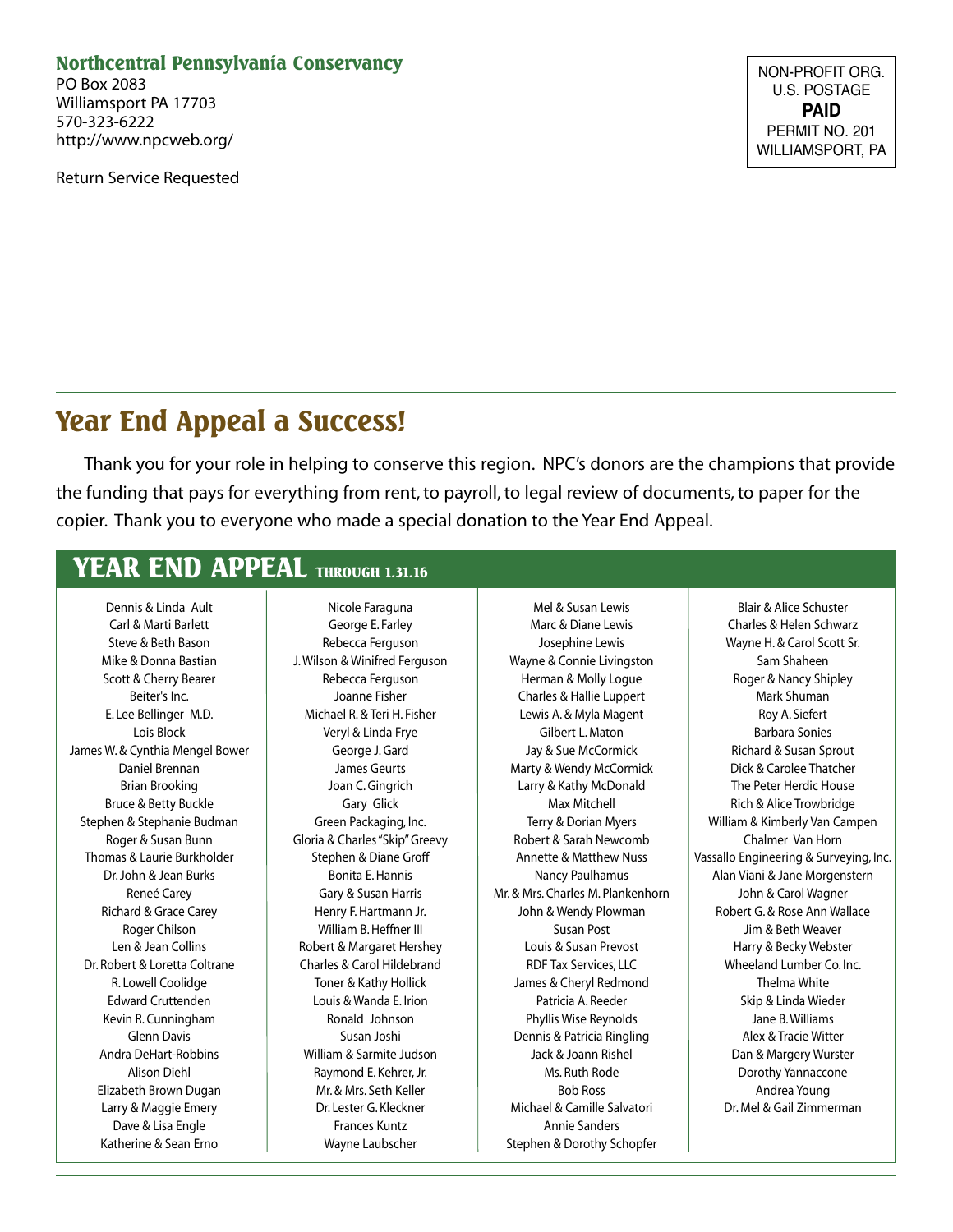**Northcentral Pennsylvania Conservancy**
PO Box 2083
Williamsport PA 17703
570-323-6222
http://www.npcweb.org/

Return Service Requested

NON-PROFIT ORG.
U.S. POSTAGE
**PAID**
PERMIT NO. 201
WILLIAMSPORT, PA

# Year End Appeal a Success!

Thank you for your role in helping to conserve this region. NPC's donors are the champions that provide the funding that pays for everything from rent, to payroll, to legal review of documents, to paper for the copier. Thank you to everyone who made a special donation to the Year End Appeal.

## YEAR END APPEAL THROUGH 1.31.16

Dennis & Linda Ault
Carl & Marti Barlett
Steve & Beth Bason
Mike & Donna Bastian
Scott & Cherry Bearer
Beiter's Inc.
E. Lee Bellinger M.D.
Lois Block
James W. & Cynthia Mengel Bower
Daniel Brennan
Brian Brooking
Bruce & Betty Buckle
Stephen & Stephanie Budman
Roger & Susan Bunn
Thomas & Laurie Burkholder
Dr. John & Jean Burks
Reneé Carey
Richard & Grace Carey
Roger Chilson
Len & Jean Collins
Dr. Robert & Loretta Coltrane
R. Lowell Coolidge
Edward Cruttenden
Kevin R. Cunningham
Glenn Davis
Andra DeHart-Robbins
Alison Diehl
Elizabeth Brown Dugan
Larry & Maggie Emery
Dave & Lisa Engle
Katherine & Sean Erno
Nicole Faraguna
George E. Farley
Rebecca Ferguson
J. Wilson & Winifred Ferguson
Rebecca Ferguson
Joanne Fisher
Michael R. & Teri H. Fisher
Veryl & Linda Frye
George J. Gard
James Geurts
Joan C. Gingrich
Gary Glick
Green Packaging, Inc.
Gloria & Charles "Skip" Greevy
Stephen & Diane Groff
Bonita E. Hannis
Gary & Susan Harris
Henry F. Hartmann Jr.
William B. Heffner III
Robert & Margaret Hershey
Charles & Carol Hildebrand
Toner & Kathy Hollick
Louis & Wanda E. Irion
Ronald Johnson
Susan Joshi
William & Sarmite Judson
Raymond E. Kehrer, Jr.
Mr. & Mrs. Seth Keller
Dr. Lester G. Kleckner
Frances Kuntz
Wayne Laubscher
Mel & Susan Lewis
Marc & Diane Lewis
Josephine Lewis
Wayne & Connie Livingston
Herman & Molly Logue
Charles & Hallie Luppert
Lewis A. & Myla Magent
Gilbert L. Maton
Jay & Sue McCormick
Marty & Wendy McCormick
Larry & Kathy McDonald
Max Mitchell
Terry & Dorian Myers
Robert & Sarah Newcomb
Annette & Matthew Nuss
Nancy Paulhamus
Mr. & Mrs. Charles M. Plankenhorn
John & Wendy Plowman
Susan Post
Louis & Susan Prevost
RDF Tax Services, LLC
James & Cheryl Redmond
Patricia A. Reeder
Phyllis Wise Reynolds
Dennis & Patricia Ringling
Jack & Joann Rishel
Ms. Ruth Rode
Bob Ross
Michael & Camille Salvatori
Annie Sanders
Stephen & Dorothy Schopfer
Blair & Alice Schuster
Charles & Helen Schwarz
Wayne H. & Carol Scott Sr.
Sam Shaheen
Roger & Nancy Shipley
Mark Shuman
Roy A. Siefert
Barbara Sonies
Richard & Susan Sprout
Dick & Carolee Thatcher
The Peter Herdic House
Rich & Alice Trowbridge
William & Kimberly Van Campen
Chalmer Van Horn
Vassallo Engineering & Surveying, Inc.
Alan Viani & Jane Morgenstern
John & Carol Wagner
Robert G. & Rose Ann Wallace
Jim & Beth Weaver
Harry & Becky Webster
Wheeland Lumber Co. Inc.
Thelma White
Skip & Linda Wieder
Jane B. Williams
Alex & Tracie Witter
Dan & Margery Wurster
Dorothy Yannaccone
Andrea Young
Dr. Mel & Gail Zimmerman